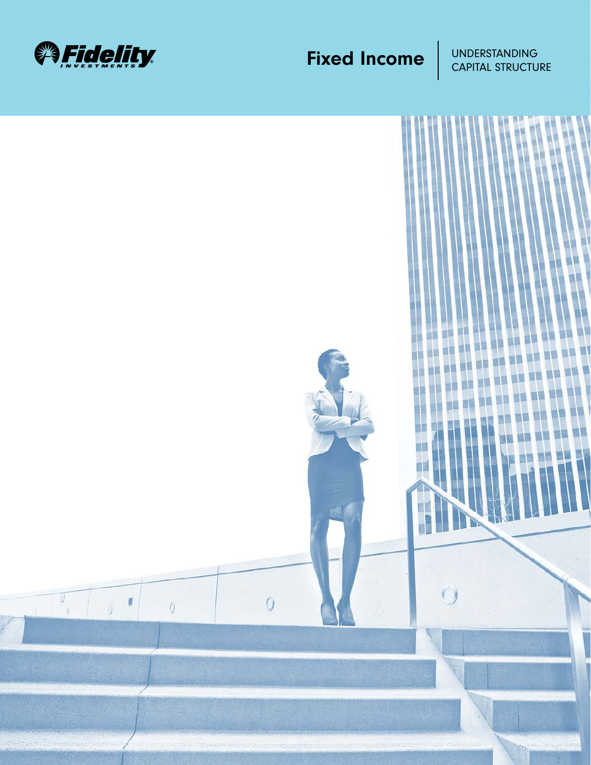Fidelity INVESTMENTS

# Fixed Income

UNDERSTANDING CAPITAL STRUCTURE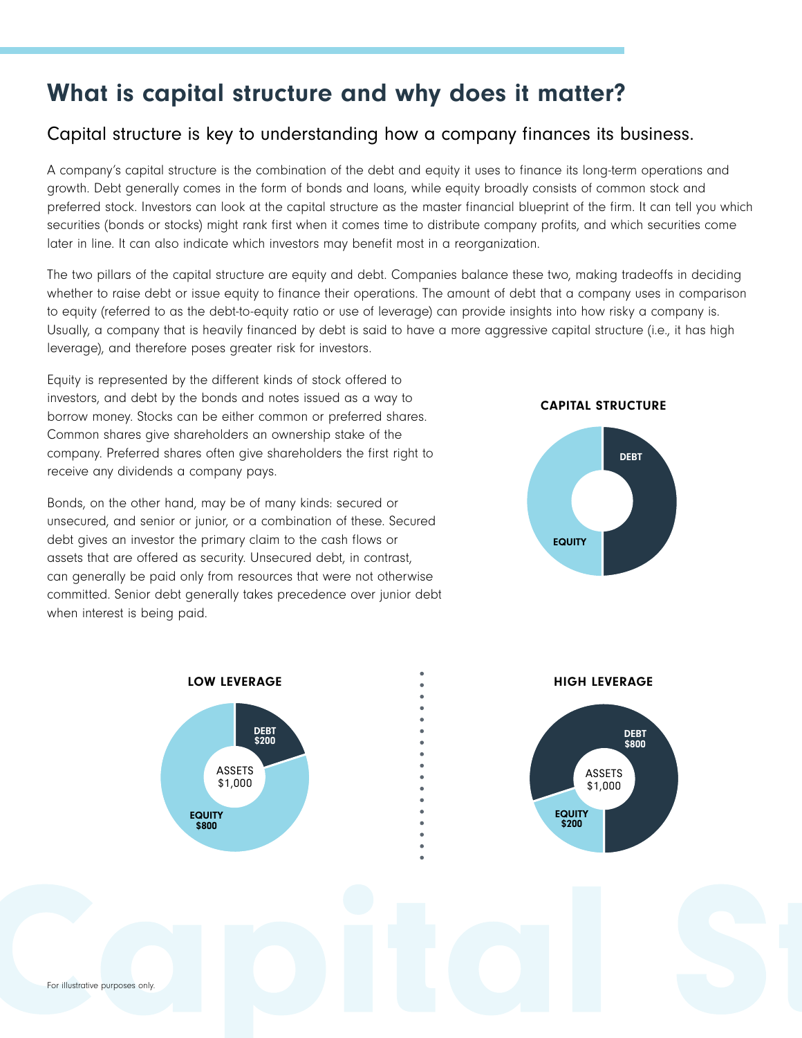# What is capital structure and why does it matter?

## Capital structure is key to understanding how a company finances its business.

A company's capital structure is the combination of the debt and equity it uses to finance its long-term operations and growth. Debt generally comes in the form of bonds and loans, while equity broadly consists of common stock and preferred stock. Investors can look at the capital structure as the master financial blueprint of the firm. It can tell you which securities (bonds or stocks) might rank first when it comes time to distribute company profits, and which securities come later in line. It can also indicate which investors may benefit most in a reorganization.

The two pillars of the capital structure are equity and debt. Companies balance these two, making tradeoffs in deciding whether to raise debt or issue equity to finance their operations. The amount of debt that a company uses in comparison to equity (referred to as the debt-to-equity ratio or use of leverage) can provide insights into how risky a company is. Usually, a company that is heavily financed by debt is said to have a more aggressive capital structure (i.e., it has high leverage), and therefore poses greater risk for investors.

Equity is represented by the different kinds of stock offered to investors, and debt by the bonds and notes issued as a way to borrow money. Stocks can be either common or preferred shares. Common shares give shareholders an ownership stake of the company. Preferred shares often give shareholders the first right to receive any dividends a company pays.

Bonds, on the other hand, may be of many kinds: secured or unsecured, and senior or junior, or a combination of these. Secured debt gives an investor the primary claim to the cash flows or assets that are offered as security. Unsecured debt, in contrast, can generally be paid only from resources that were not otherwise committed. Senior debt generally takes precedence over junior debt when interest is being paid.

**CAPITAL STRUCTURE**

DEBT

EQUITY

**LOW LEVERAGE**

DEBT $200

ASSETS $1,000

EQUITY $800

**HIGH LEVERAGE**

DEBT $800

ASSETS $1,000

EQUITY $200

For illustrative purposes only.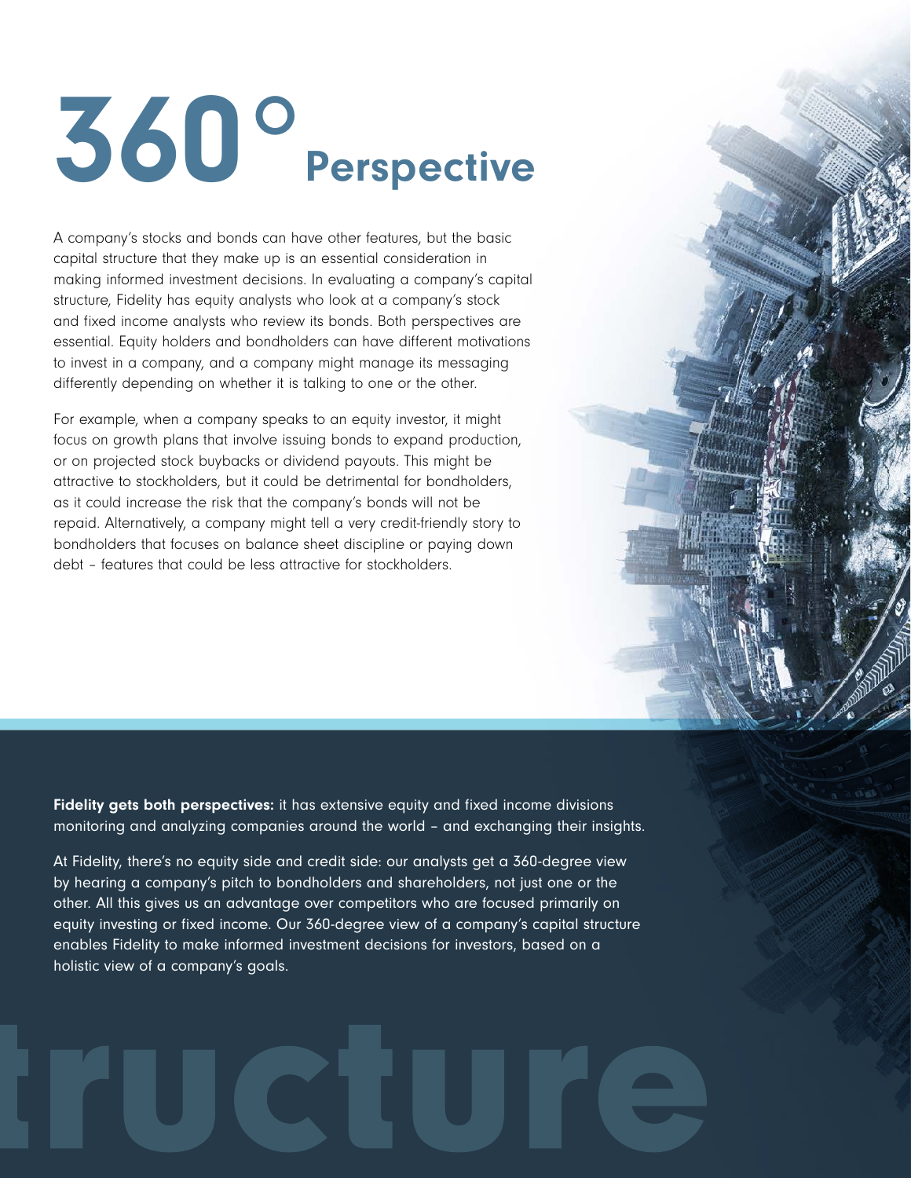# 360° Perspective

A company's stocks and bonds can have other features, but the basic capital structure that they make up is an essential consideration in making informed investment decisions. In evaluating a company's capital structure, Fidelity has equity analysts who look at a company's stock and fixed income analysts who review its bonds. Both perspectives are essential. Equity holders and bondholders can have different motivations to invest in a company, and a company might manage its messaging differently depending on whether it is talking to one or the other.

For example, when a company speaks to an equity investor, it might focus on growth plans that involve issuing bonds to expand production, or on projected stock buybacks or dividend payouts. This might be attractive to stockholders, but it could be detrimental for bondholders, as it could increase the risk that the company's bonds will not be repaid. Alternatively, a company might tell a very credit-friendly story to bondholders that focuses on balance sheet discipline or paying down debt – features that could be less attractive for stockholders.

**Fidelity gets both perspectives:** it has extensive equity and fixed income divisions monitoring and analyzing companies around the world – and exchanging their insights.

At Fidelity, there's no equity side and credit side: our analysts get a 360-degree view by hearing a company's pitch to bondholders and shareholders, not just one or the other. All this gives us an advantage over competitors who are focused primarily on equity investing or fixed income. Our 360-degree view of a company's capital structure enables Fidelity to make informed investment decisions for investors, based on a holistic view of a company's goals.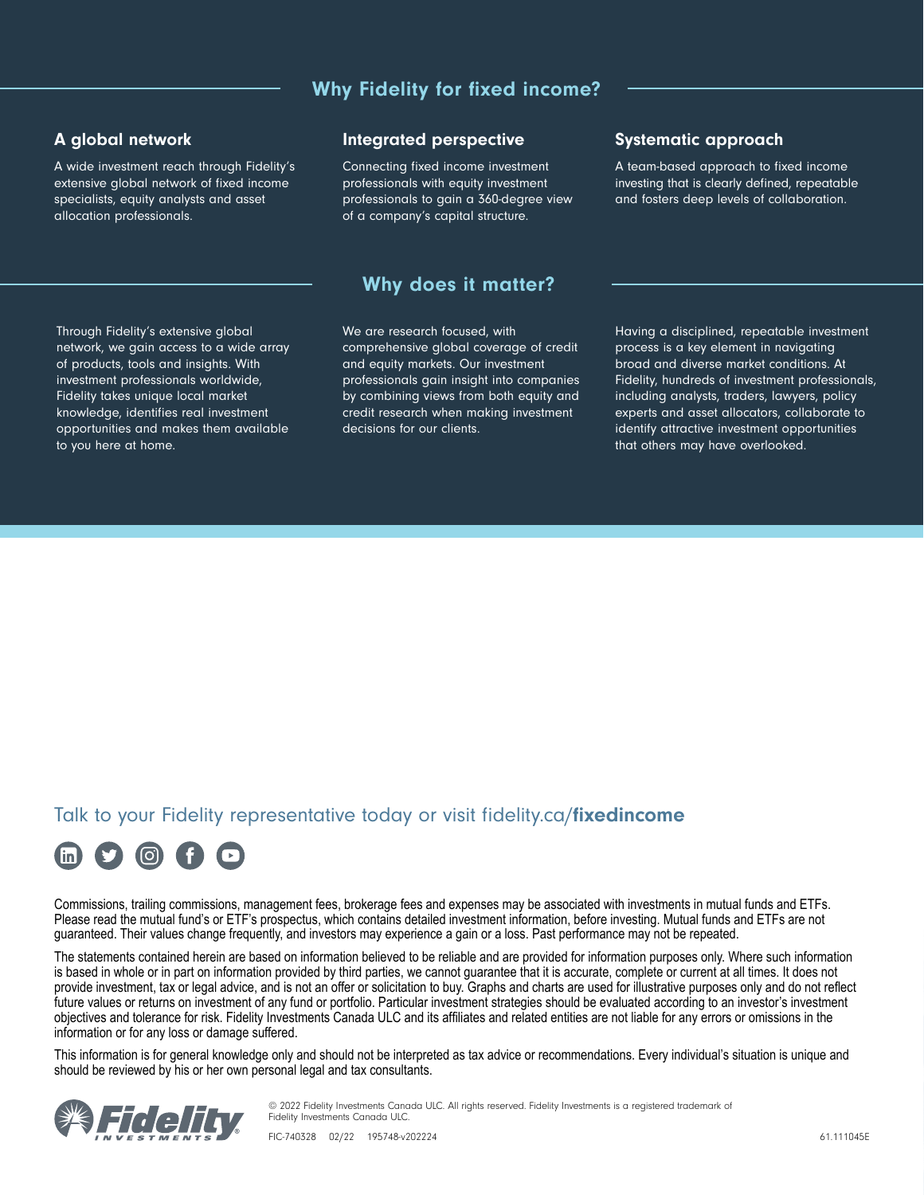## Why Fidelity for fixed income?

### A global network

A wide investment reach through Fidelity's extensive global network of fixed income specialists, equity analysts and asset allocation professionals.

### Integrated perspective

Connecting fixed income investment professionals with equity investment professionals to gain a 360-degree view of a company's capital structure.

### Systematic approach

A team-based approach to fixed income investing that is clearly defined, repeatable and fosters deep levels of collaboration.

## Why does it matter?

Through Fidelity's extensive global network, we gain access to a wide array of products, tools and insights. With investment professionals worldwide, Fidelity takes unique local market knowledge, identifies real investment opportunities and makes them available to you here at home.

We are research focused, with comprehensive global coverage of credit and equity markets. Our investment professionals gain insight into companies by combining views from both equity and credit research when making investment decisions for our clients.

Having a disciplined, repeatable investment process is a key element in navigating broad and diverse market conditions. At Fidelity, hundreds of investment professionals, including analysts, traders, lawyers, policy experts and asset allocators, collaborate to identify attractive investment opportunities that others may have overlooked.

Talk to your Fidelity representative today or visit fidelity.ca/**fixedincome**

Commissions, trailing commissions, management fees, brokerage fees and expenses may be associated with investments in mutual funds and ETFs. Please read the mutual fund's or ETF's prospectus, which contains detailed investment information, before investing. Mutual funds and ETFs are not guaranteed. Their values change frequently, and investors may experience a gain or a loss. Past performance may not be repeated.

The statements contained herein are based on information believed to be reliable and are provided for information purposes only. Where such information is based in whole or in part on information provided by third parties, we cannot guarantee that it is accurate, complete or current at all times. It does not provide investment, tax or legal advice, and is not an offer or solicitation to buy. Graphs and charts are used for illustrative purposes only and do not reflect future values or returns on investment of any fund or portfolio. Particular investment strategies should be evaluated according to an investor's investment objectives and tolerance for risk. Fidelity Investments Canada ULC and its affiliates and related entities are not liable for any errors or omissions in the information or for any loss or damage suffered.

This information is for general knowledge only and should not be interpreted as tax advice or recommendations. Every individual's situation is unique and should be reviewed by his or her own personal legal and tax consultants.

Fidelity Investments

© 2022 Fidelity Investments Canada ULC. All rights reserved. Fidelity Investments is a registered trademark of Fidelity Investments Canada ULC.

FIC-740328 02/22 195748-v202224

61.111045E